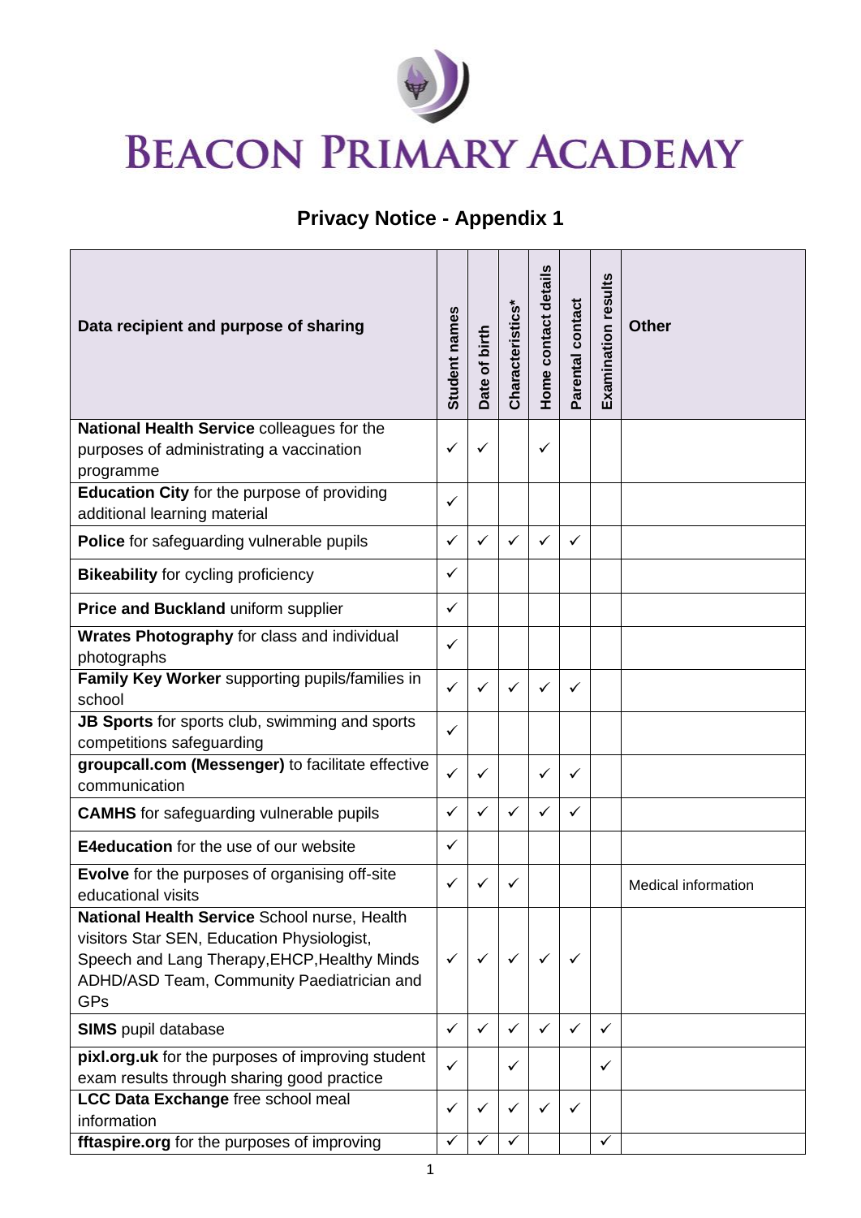# BEACON PRIMARY ACADEMY

## Privacy Notice - Appendix 1

| Data recipient and purpose of sharing | Student names | Date of birth | Characteristics* | Home contact details | Parental contact | Examination results | Other |
|---|---|---|---|---|---|---|---|
| **National Health Service** colleagues for the purposes of administrating a vaccination programme | ✓ | ✓ | | ✓ | | | |
| **Education City** for the purpose of providing additional learning material | ✓ | | | | | | |
| **Police** for safeguarding vulnerable pupils | ✓ | ✓ | ✓ | ✓ | ✓ | | |
| **Bikeability** for cycling proficiency | ✓ | | | | | | |
| **Price and Buckland** uniform supplier | ✓ | | | | | | |
| **Wrates Photography** for class and individual photographs | ✓ | | | | | | |
| **Family Key Worker** supporting pupils/families in school | ✓ | ✓ | ✓ | ✓ | ✓ | | |
| **JB Sports** for sports club, swimming and sports competitions safeguarding | ✓ | | | | | | |
| **groupcall.com (Messenger)** to facilitate effective communication | ✓ | ✓ | | ✓ | ✓ | | |
| **CAMHS** for safeguarding vulnerable pupils | ✓ | ✓ | ✓ | ✓ | ✓ | | |
| **E4education** for the use of our website | ✓ | | | | | | |
| **Evolve** for the purposes of organising off-site educational visits | ✓ | ✓ | ✓ | | | | Medical information |
| **National Health Service** School nurse, Health visitors Star SEN, Education Physiologist, Speech and Lang Therapy,EHCP,Healthy Minds ADHD/ASD Team, Community Paediatrician and GPs | ✓ | ✓ | ✓ | ✓ | ✓ | | |
| **SIMS** pupil database | ✓ | ✓ | ✓ | ✓ | ✓ | ✓ | |
| **pixl.org.uk** for the purposes of improving student exam results through sharing good practice | ✓ | | ✓ | | | ✓ | |
| **LCC Data Exchange** free school meal information | ✓ | ✓ | ✓ | ✓ | ✓ | | |
| **fftaspire.org** for the purposes of improving | ✓ | ✓ | ✓ | | | ✓ | |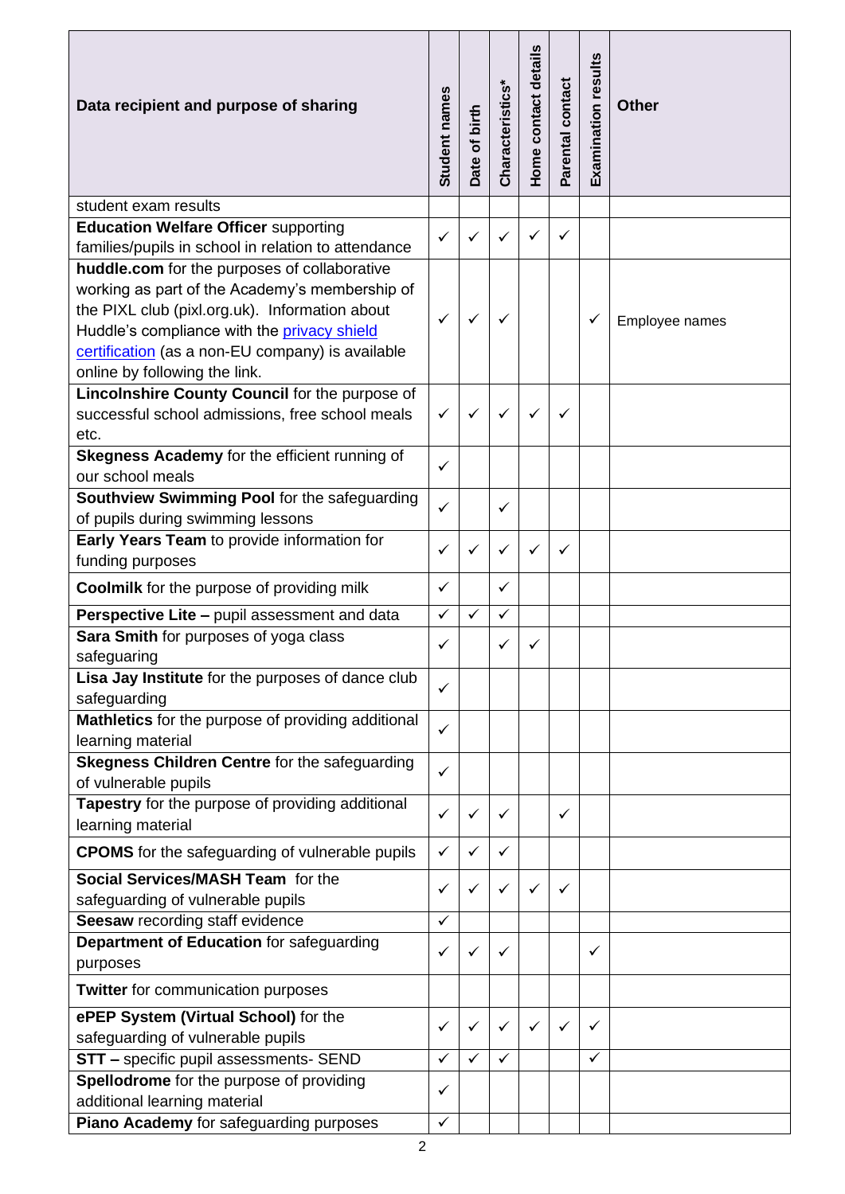| Data recipient and purpose of sharing | Student names | Date of birth | Characteristics* | Home contact details | Parental contact | Examination results | Other |
|---|---|---|---|---|---|---|---|
| student exam results | | | | | | | |
| **Education Welfare Officer** supporting families/pupils in school in relation to attendance | ✓ | ✓ | ✓ | ✓ | ✓ | | |
| **huddle.com** for the purposes of collaborative working as part of the Academy's membership of the PIXL club (pixl.org.uk). Information about Huddle's compliance with the [privacy shield certification]() (as a non-EU company) is available online by following the link. | ✓ | ✓ | ✓ | | | ✓ | Employee names |
| **Lincolnshire County Council** for the purpose of successful school admissions, free school meals etc. | ✓ | ✓ | ✓ | ✓ | ✓ | | |
| **Skegness Academy** for the efficient running of our school meals | ✓ | | | | | | |
| **Southview Swimming Pool** for the safeguarding of pupils during swimming lessons | ✓ | | ✓ | | | | |
| **Early Years Team** to provide information for funding purposes | ✓ | ✓ | ✓ | ✓ | ✓ | | |
| **Coolmilk** for the purpose of providing milk | ✓ | | ✓ | | | | |
| **Perspective Lite –** pupil assessment and data | ✓ | ✓ | ✓ | | | | |
| **Sara Smith** for purposes of yoga class safeguarding | ✓ | | ✓ | ✓ | | | |
| **Lisa Jay Institute** for the purposes of dance club safeguarding | ✓ | | | | | | |
| **Mathletics** for the purpose of providing additional learning material | ✓ | | | | | | |
| **Skegness Children Centre** for the safeguarding of vulnerable pupils | ✓ | | | | | | |
| **Tapestry** for the purpose of providing additional learning material | ✓ | ✓ | ✓ | | ✓ | | |
| **CPOMS** for the safeguarding of vulnerable pupils | ✓ | ✓ | ✓ | | | | |
| **Social Services/MASH Team** for the safeguarding of vulnerable pupils | ✓ | ✓ | ✓ | ✓ | ✓ | | |
| **Seesaw** recording staff evidence | ✓ | | | | | | |
| **Department of Education** for safeguarding purposes | ✓ | ✓ | ✓ | | | ✓ | |
| **Twitter** for communication purposes | | | | | | | |
| **ePEP System (Virtual School)** for the safeguarding of vulnerable pupils | ✓ | ✓ | ✓ | ✓ | ✓ | ✓ | |
| **STT –** specific pupil assessments- SEND | ✓ | ✓ | ✓ | | | ✓ | |
| **Spellodrome** for the purpose of providing additional learning material | ✓ | | | | | | |
| **Piano Academy** for safeguarding purposes | ✓ | | | | | | |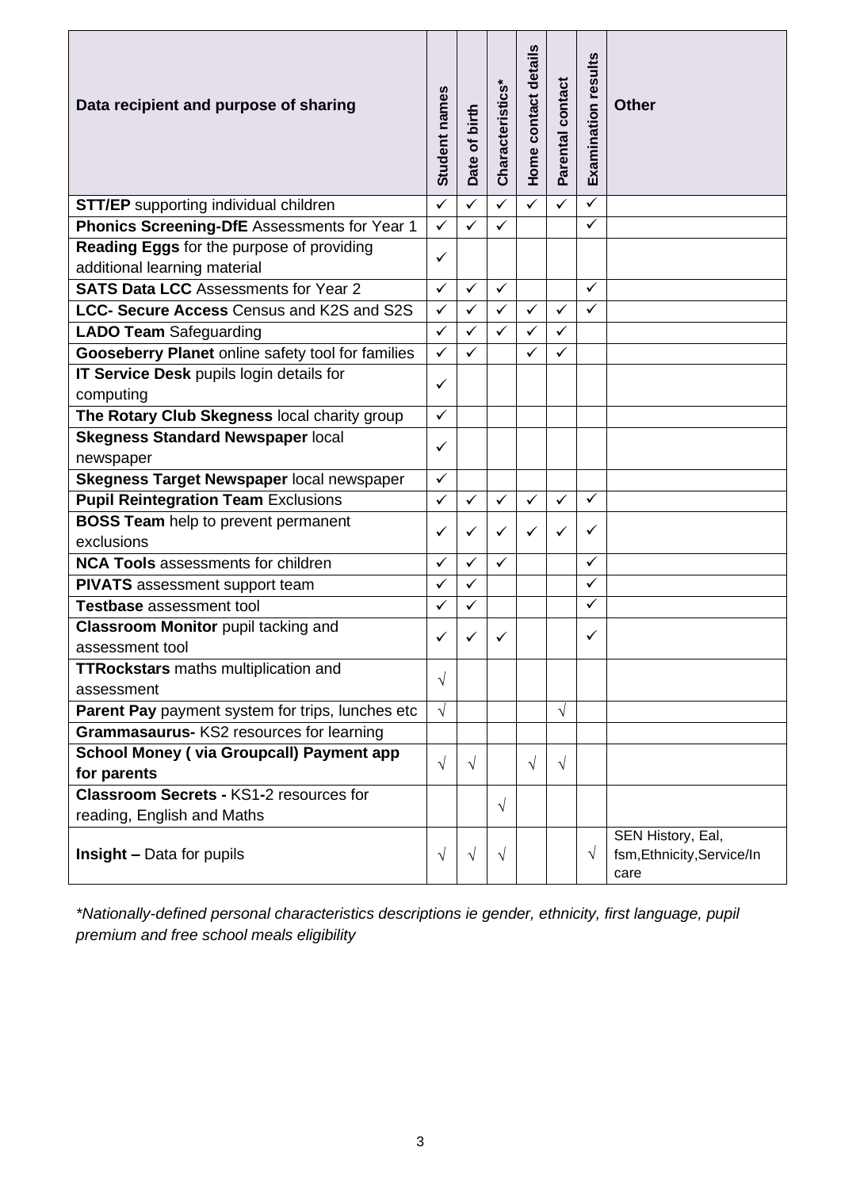| **Data recipient and purpose of sharing** | **Student names** | **Date of birth** | **Characteristics*** | **Home contact details** | **Parental contact** | **Examination results** | **Other** |
|---|---|---|---|---|---|---|---|
| **STT/EP** supporting individual children | ✓ | ✓ | ✓ | ✓ | ✓ | ✓ | |
| **Phonics Screening-DfE** Assessments for Year 1 | ✓ | ✓ | ✓ | | | ✓ | |
| **Reading Eggs** for the purpose of providing additional learning material | ✓ | | | | | | |
| **SATS Data LCC** Assessments for Year 2 | ✓ | ✓ | ✓ | | | ✓ | |
| **LCC- Secure Access** Census and K2S and S2S | ✓ | ✓ | ✓ | ✓ | ✓ | ✓ | |
| **LADO Team** Safeguarding | ✓ | ✓ | ✓ | ✓ | ✓ | | |
| **Gooseberry Planet** online safety tool for families | ✓ | ✓ | | ✓ | ✓ | | |
| **IT Service Desk** pupils login details for computing | ✓ | | | | | | |
| **The Rotary Club Skegness** local charity group | ✓ | | | | | | |
| **Skegness Standard Newspaper** local newspaper | ✓ | | | | | | |
| **Skegness Target Newspaper** local newspaper | ✓ | | | | | | |
| **Pupil Reintegration Team** Exclusions | ✓ | ✓ | ✓ | ✓ | ✓ | ✓ | |
| **BOSS Team** help to prevent permanent exclusions | ✓ | ✓ | ✓ | ✓ | ✓ | ✓ | |
| **NCA Tools** assessments for children | ✓ | ✓ | ✓ | | | ✓ | |
| **PIVATS** assessment support team | ✓ | ✓ | | | | ✓ | |
| **Testbase** assessment tool | ✓ | ✓ | | | | ✓ | |
| **Classroom Monitor** pupil tacking and assessment tool | ✓ | ✓ | ✓ | | | ✓ | |
| **TTRockstars** maths multiplication and assessment | √ | | | | | | |
| **Parent Pay** payment system for trips, lunches etc | √ | | | | √ | | |
| **Grammasaurus-** KS2 resources for learning | | | | | | | |
| **School Money ( via Groupcall) Payment app for parents** | √ | √ | | √ | √ | | |
| **Classroom Secrets -** KS1-2 resources for reading, English and Maths | | | √ | | | | |
| **Insight –** Data for pupils | √ | √ | √ | | | √ | SEN History, Eal, fsm,Ethnicity,Service/In care |

*\*Nationally-defined personal characteristics descriptions ie gender, ethnicity, first language, pupil premium and free school meals eligibility*